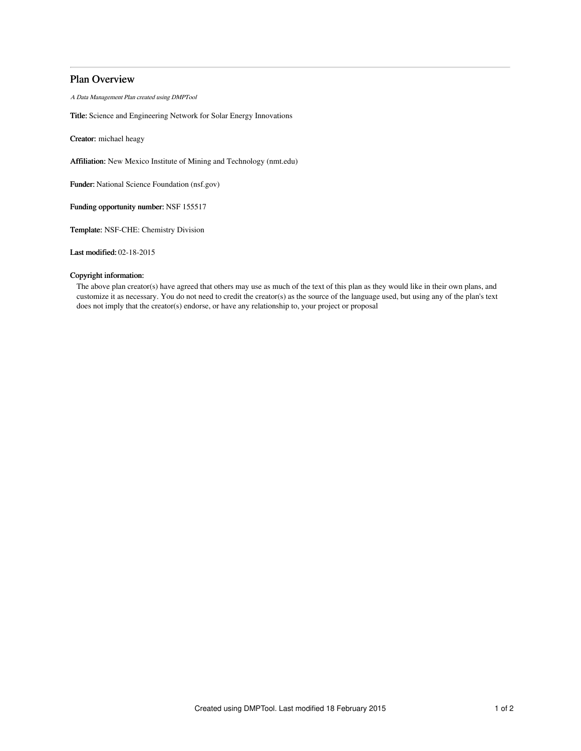## Plan Overview

*A Data Management Plan created using DMPTool*

**Title:** Science and Engineering Network for Solar Energy Innovations

**Creator:** michael heagy

**Affiliation:** New Mexico Institute of Mining and Technology (nmt.edu)

**Funder:** National Science Foundation (nsf.gov)

**Funding opportunity number:** NSF 155517

**Template:** NSF-CHE: Chemistry Division

**Last modified:** 02-18-2015

**Copyright information:**

The above plan creator(s) have agreed that others may use as much of the text of this plan as they would like in their own plans, and customize it as necessary. You do not need to credit the creator(s) as the source of the language used, but using any of the plan's text does not imply that the creator(s) endorse, or have any relationship to, your project or proposal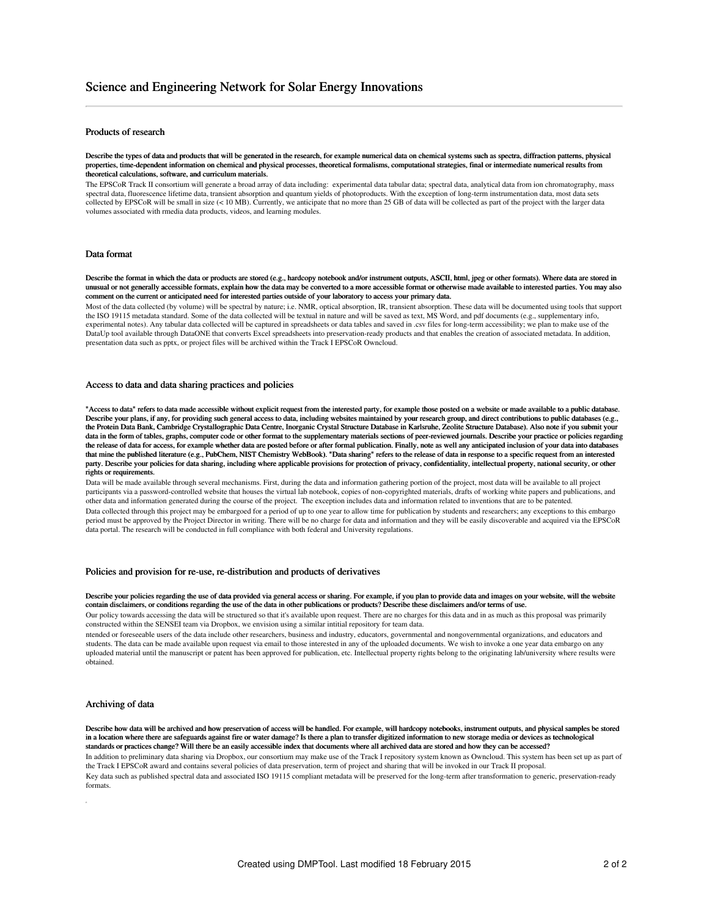# Science and Engineering Network for Solar Energy Innovations

## Products of research

**Describe the types of data and products that will be generated in the research, for example numerical data on chemical systems such as spectra, diffraction patterns, physical properties, time-dependent information on chemical and physical processes, theoretical formalisms, computational strategies, final or intermediate numerical results from theoretical calculations, software, and curriculum materials.**

The EPSCoR Track II consortium will generate a broad array of data including: experimental data tabular data; spectral data, analytical data from ion chromatography, mass spectral data, fluorescence lifetime data, transient absorption and quantum yields of photoproducts. With the exception of long-term instrumentation data, most data sets collected by EPSCoR will be small in size (< 10 MB). Currently, we anticipate that no more than 25 GB of data will be collected as part of the project with the larger data volumes associated with rmedia data products, videos, and learning modules.

## Data format

**Describe the format in which the data or products are stored (e.g., hardcopy notebook and/or instrument outputs, ASCII, html, jpeg or other formats). Where data are stored in unusual or not generally accessible formats, explain how the data may be converted to a more accessible format or otherwise made available to interested parties. You may also comment on the current or anticipated need for interested parties outside of your laboratory to access your primary data.**

Most of the data collected (by volume) will be spectral by nature; i.e. NMR, optical absorption, IR, transient absorption. These data will be documented using tools that support the ISO 19115 metadata standard. Some of the data collected will be textual in nature and will be saved as text, MS Word, and pdf documents (e.g., supplementary info, experimental notes). Any tabular data collected will be captured in spreadsheets or data tables and saved in .csv files for long-term accessibility; we plan to make use of the DataUp tool available through DataONE that converts Excel spreadsheets into preservation-ready products and that enables the creation of associated metadata. In addition, presentation data such as pptx, or project files will be archived within the Track I EPSCoR Owncloud.

## Access to data and data sharing practices and policies

**"Access to data" refers to data made accessible without explicit request from the interested party, for example those posted on a website or made available to a public database. Describe your plans, if any, for providing such general access to data, including websites maintained by your research group, and direct contributions to public databases (e.g., the Protein Data Bank, Cambridge Crystallographic Data Centre, Inorganic Crystal Structure Database in Karlsruhe, Zeolite Structure Database). Also note if you submit your data in the form of tables, graphs, computer code or other format to the supplementary materials sections of peer-reviewed journals. Describe your practice or policies regarding the release of data for access, for example whether data are posted before or after formal publication. Finally, note as well any anticipated inclusion of your data into databases that mine the published literature (e.g., PubChem, NIST Chemistry WebBook). "Data sharing" refers to the release of data in response to a specific request from an interested party. Describe your policies for data sharing, including where applicable provisions for protection of privacy, confidentiality, intellectual property, national security, or other rights or requirements.**

Data will be made available through several mechanisms. First, during the data and information gathering portion of the project, most data will be available to all project participants via a password-controlled website that houses the virtual lab notebook, copies of non-copyrighted materials, drafts of working white papers and publications, and other data and information generated during the course of the project. The exception includes data and information related to inventions that are to be patented.

Data collected through this project may be embargoed for a period of up to one year to allow time for publication by students and researchers; any exceptions to this embargo period must be approved by the Project Director in writing. There will be no charge for data and information and they will be easily discoverable and acquired via the EPSCoR data portal. The research will be conducted in full compliance with both federal and University regulations.

## Policies and provision for re-use, re-distribution and products of derivatives

**Describe your policies regarding the use of data provided via general access or sharing. For example, if you plan to provide data and images on your website, will the website contain disclaimers, or conditions regarding the use of the data in other publications or products? Describe these disclaimers and/or terms of use.**

Our policy towards accessing the data will be structured so that it's available upon request. There are no charges for this data and in as much as this proposal was primarily constructed within the SENSEI team via Dropbox, we envision using a similar intitial repository for team data.

ntended or foreseeable users of the data include other researchers, business and industry, educators, governmental and nongovernmental organizations, and educators and students. The data can be made available upon request via email to those interested in any of the uploaded documents. We wish to invoke a one year data embargo on any uploaded material until the manuscript or patent has been approved for publication, etc. Intellectual property rights belong to the originating lab/university where results were obtained.

## Archiving of data

**Describe how data will be archived and how preservation of access will be handled. For example, will hardcopy notebooks, instrument outputs, and physical samples be stored in a location where there are safeguards against fire or water damage? Is there a plan to transfer digitized information to new storage media or devices as technological standards or practices change? Will there be an easily accessible index that documents where all archived data are stored and how they can be accessed?**

In addition to preliminary data sharing via Dropbox, our consortium may make use of the Track I repository system known as Owncloud. This system has been set up as part of the Track I EPSCoR award and contains several policies of data preservation, term of project and sharing that will be invoked in our Track II proposal.

Key data such as published spectral data and associated ISO 19115 compliant metadata will be preserved for the long-term after transformation to generic, preservation-ready formats.

Created using DMPTool. Last modified 18 February 2015